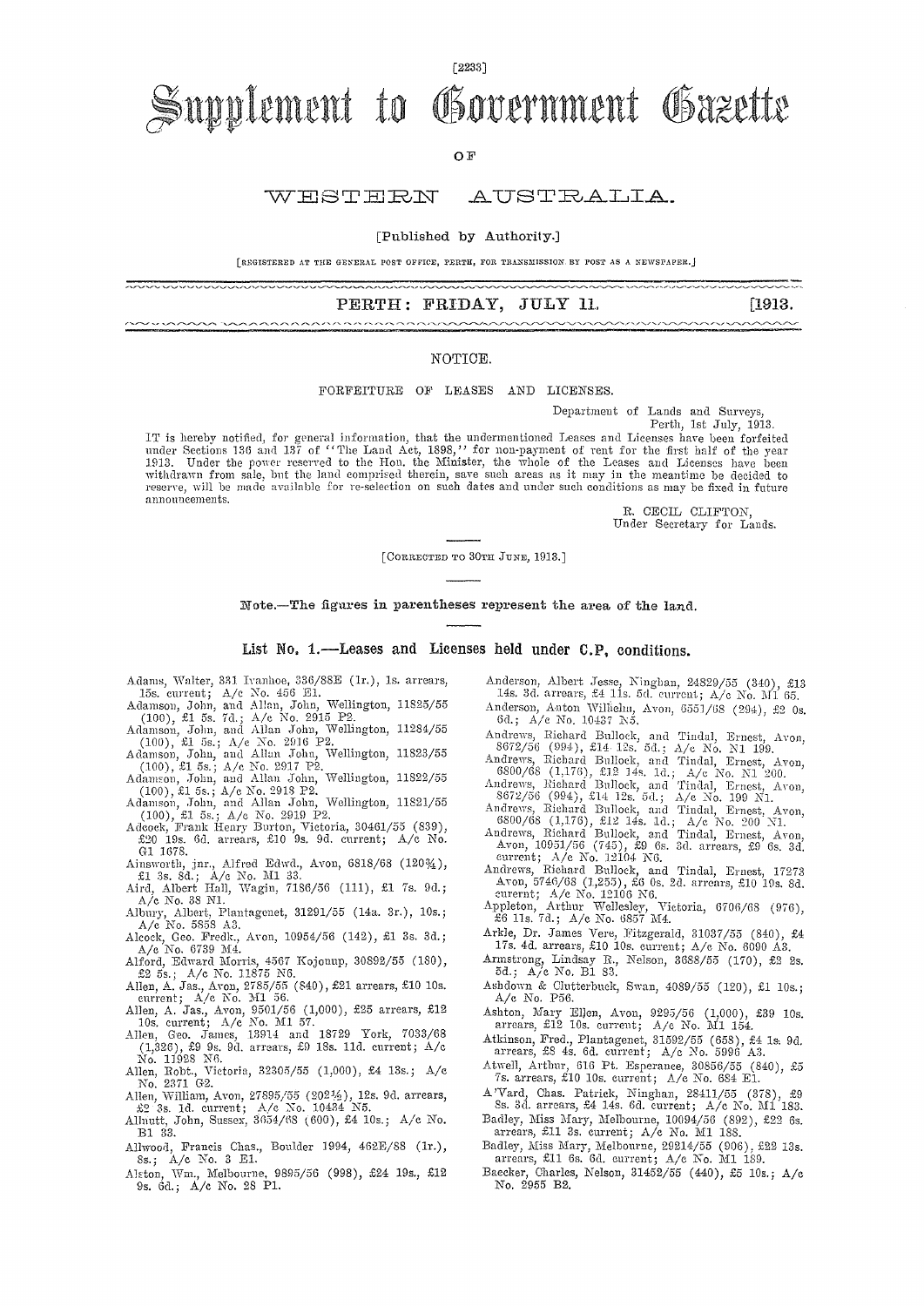# Supplement to Government Gazette

OF

# WESTERN AUSTRALIA.

[Published by Authority.]

[REGISTERED AT THE GENERAL POST OFFICE, PERTH, FOR TRANSMISSION BY POST AS A NEWSPAPER.]

**PERTH: FRIDAY, JULY 11. [1913.**

## NOTICE.

### FORFEITURE OF LEASES AND LICENSES.

Department of Lands and Surveys,
Perth, 1st July, 1913.

IT is hereby notified, for general information, that the undermentioned Leases and Licenses have been forfeited under Sections 136 and 137 of "The Land Act, 1898," for non-payment of rent for the first half of the year 1913. Under the power reserved to the Hon. the Minister, the whole of the Leases and Licenses have been withdrawn from sale, but the land comprised therein, save such areas as it may in the meantime be decided to reserve, will be made available for re-selection on such dates and under such conditions as may be fixed in future announcements.

R. CECIL CLIFTON,
Under Secretary for Lands.

[CORRECTED TO 30TH JUNE, 1913.]

**Note.—The figures in parentheses represent the area of the land.**

### List No. 1.—Leases and Licenses held under C.P. conditions.

Adams, Walter, 331 Ivanhoe, 336/88E (1r.), 1s. arrears, 15s. current; A/c No. 456 E1.

Adamson, John, and Allan, John, Wellington, 11825/55 (100), £1 5s. 7d.; A/c No. 2915 P2.

Adamson, John, and Allan John, Wellington, 11284/55 (100), £1 5s.; A/c No. 2916 P2.

Adamson, John, and Allan John, Wellington, 11823/55 (100), £1 5s.; A/c No. 2917 P2.

Adamson, John, and Allan John, Wellington, 11822/55 (100), £1 5s.; A/c No. 2918 P2.

Adamson, John, and Allan John, Wellington, 11821/55 (100), £1 5s.; A/c No. 2919 P2.

Adcock, Frank Henry Burton, Victoria, 30461/55 (839), £20 19s. 6d. arrears, £10 9s. 9d. current; A/c No. G1 1678.

Ainsworth, jnr., Alfred Edwd., Avon, 6818/68 (120¾), £1 3s. 8d.; A/c No. M1 33.

Aird, Albert Hall, Wagin, 7186/56 (111), £1 7s. 9d.; A/c No. 38 N1.

Albury, Albert, Plantagenet, 31291/55 (14a. 3r.), 10s.; A/c No. 5858 A3.

Alcock, Geo. Fredk., Avon, 10954/56 (142), £1 3s. 3d.; A/c No. 6739 M4.

Alford, Edward Morris, 4567 Kojonup, 30892/55 (180), £2 5s.; A/c No. 11875 N6.

Allen, A. Jas., Avon, 2785/55 (840), £21 arrears, £10 10s. current; A/c No. M1 56.

Allen, A. Jas., Avon, 9501/56 (1,000), £25 arrears, £12 10s. current; A/c No. M1 57.

Allen, Geo. James, 13914 and 18729 York, 7033/68 (1,326), £9 9s. 9d. arrears, £9 18s. 11d. current; A/c No. 11928 N6.

Allen, Robt., Victoria, 32305/55 (1,000), £4 13s.; A/c No. 2371 G2.

Allen, William, Avon, 27895/55 (202½), 12s. 9d. arrears, £2 3s. 1d. current; A/c No. 10434 N5.

Allnutt, John, Sussex, 3654/68 (600), £4 10s.; A/c No. B1 33.

Allwood, Francis Chas., Boulder 1994, 462E/88 (1r.), 8s.; A/c No. 3 E1.

Alston, Wm., Melbourne, 9895/56 (998), £24 19s., £12 9s. 6d.; A/c No. 28 P1.

Anderson, Albert Jesse, Ninghan, 24829/55 (340), £13 14s. 3d. arrears, £4 11s. 5d. current; A/c No. M1 65.

Anderson, Anton Wilhelm, Avon, 6551/68 (294), £2 0s. 6d.; A/c No. 10437 N5.

Andrews, Richard Bullock, and Tindal, Ernest, Avon, 8672/56 (994), £14 12s. 5d.; A/c No. N1 199.

Andrews, Richard Bullock, and Tindal, Ernest, Avon, 6800/68 (1,176), £12 14s. 1d.; A/c No. N1 200.

Andrews, Richard Bullock, and Tindal, Ernest, Avon, 8672/56 (994), £14 12s. 5d.; A/c No. 199 N1.

Andrews, Richard Bullock, and Tindal, Ernest, Avon, 6800/68 (1,176), £12 14s. 1d.; A/c No. 200 N1.

Andrews, Richard Bullock, and Tindal, Ernest, Avon, 10951/56 (745), £9 6s. 3d. arrears, £9 6s. 3d. current; A/c No. 12104 N6.

Andrews, Richard Bullock, and Tindal, Ernest, 17273 Avon, 5746/68 (1,255), £6 0s. 2d. arrears, £10 19s. 8d. current; A/c No. 12106 N6.

Appleton, Arthur Wellesley, Victoria, 6706/68 (976), £6 11s. 7d.; A/c No. 6857 M4.

Arkle, Dr. James Vere, Fitzgerald, 31037/55 (840), £4 17s. 4d. arrears, £10 10s. current; A/c No. 6090 A3.

Armstrong, Lindsay R., Nelson, 3688/55 (170), £2 2s. 5d.; A/c No. B1 83.

Ashdown & Clutterbuck, Swan, 4089/55 (120), £1 10s.; A/c No. P56.

Ashton, Mary Ellen, Avon, 9295/56 (1,000), £39 10s. arrears, £12 10s. current; A/c No. M1 154.

Atkinson, Fred., Plantagenet, 31592/55 (658), £4 1s. 9d. arrears, £8 4s. 6d. current; A/c No. 5996 A3.

Atwell, Arthur, 616 Pt. Esperance, 30856/55 (840), £5 7s. arrears, £10 10s. current; A/c No. 684 E1.

A'Vard, Chas. Patrick, Ninghan, 28411/55 (378), £9 8s. 3d. arrears, £4 14s. 6d. current; A/c No. M1 183.

Badley, Miss Mary, Melbourne, 10094/56 (892), £22 6s. arrears, £11 3s. current; A/c No. M1 188.

Badley, Miss Mary, Melbourne, 29214/55 (906), £22 13s. arrears, £11 6s. 6d. current; A/c No. M1 189.

Baecker, Charles, Nelson, 31452/55 (440), £5 10s.; A/c No. 2955 B2.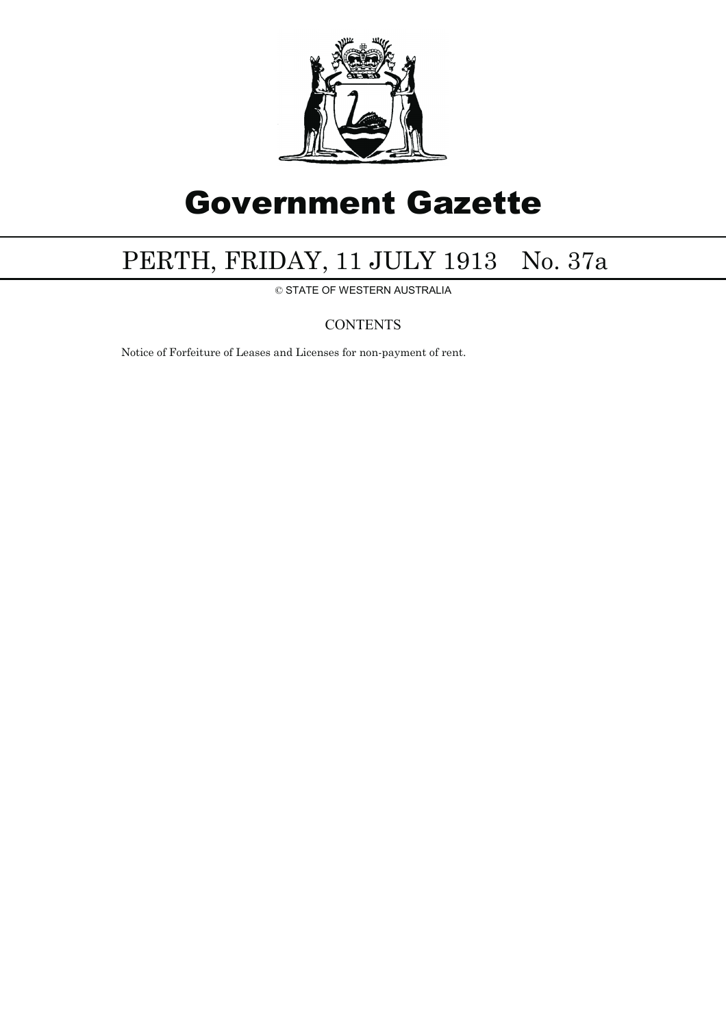# Government Gazette

## PERTH, FRIDAY, 11 JULY 1913 No. 37a

© STATE OF WESTERN AUSTRALIA

CONTENTS

Notice of Forfeiture of Leases and Licenses for non-payment of rent.